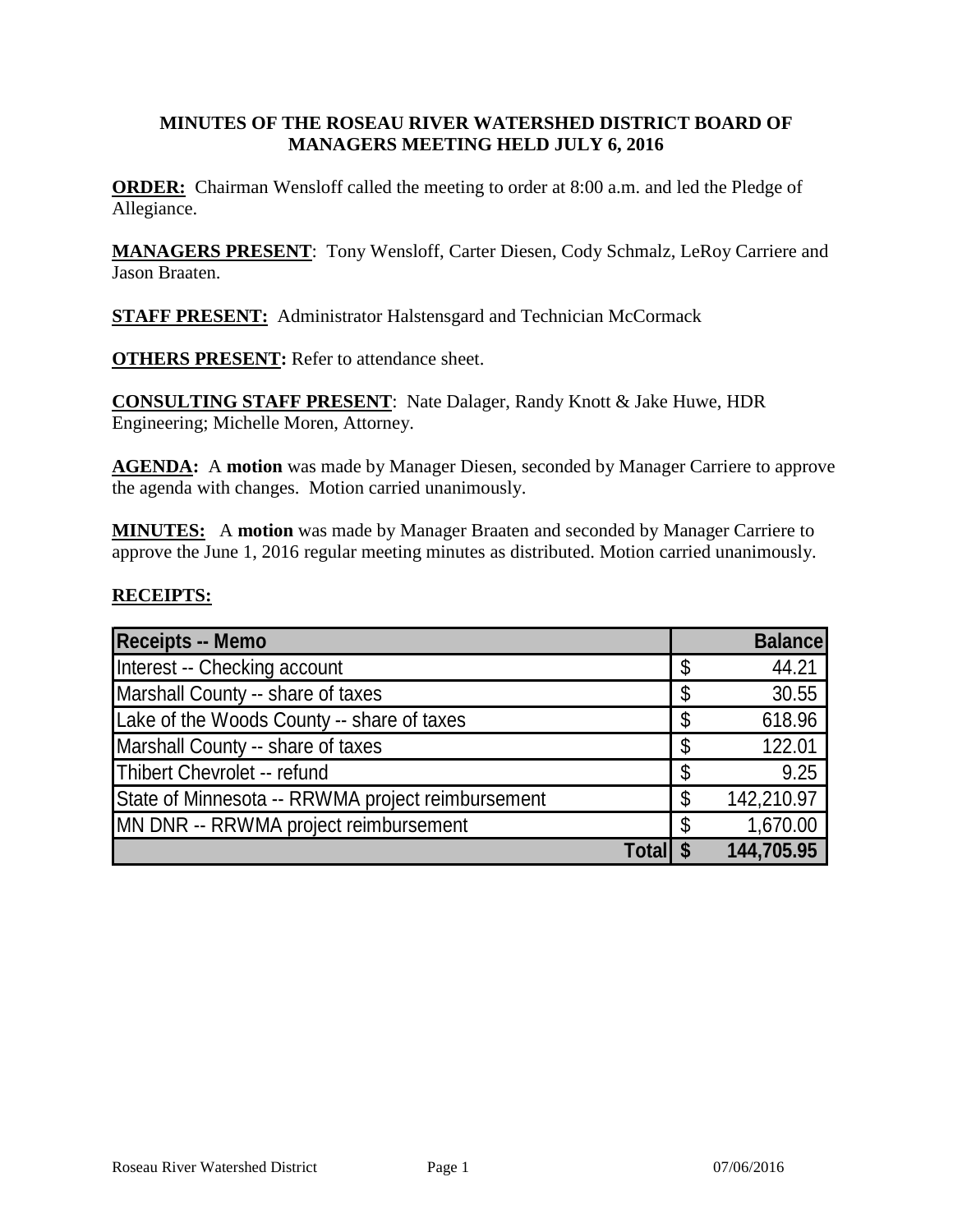**MINUTES OF THE ROSEAU RIVER WATERSHED DISTRICT BOARD OF MANAGERS MEETING HELD JULY 6, 2016**

**ORDER:** Chairman Wensloff called the meeting to order at 8:00 a.m. and led the Pledge of Allegiance.

**MANAGERS PRESENT**: Tony Wensloff, Carter Diesen, Cody Schmalz, LeRoy Carriere and Jason Braaten.

**STAFF PRESENT:** Administrator Halstensgard and Technician McCormack

**OTHERS PRESENT:** Refer to attendance sheet.

**CONSULTING STAFF PRESENT**: Nate Dalager, Randy Knott & Jake Huwe, HDR Engineering; Michelle Moren, Attorney.

**AGENDA:** A **motion** was made by Manager Diesen, seconded by Manager Carriere to approve the agenda with changes. Motion carried unanimously.

**MINUTES:** A **motion** was made by Manager Braaten and seconded by Manager Carriere to approve the June 1, 2016 regular meeting minutes as distributed. Motion carried unanimously.

**RECEIPTS:**

| Receipts -- Memo | | Balance |
|---|---|---|
| Interest -- Checking account | $ | 44.21 |
| Marshall County -- share of taxes | $ | 30.55 |
| Lake of the Woods County -- share of taxes | $ | 618.96 |
| Marshall County -- share of taxes | $ | 122.01 |
| Thibert Chevrolet -- refund | $ | 9.25 |
| State of Minnesota -- RRWMA project reimbursement | $ | 142,210.97 |
| MN DNR -- RRWMA project reimbursement | $ | 1,670.00 |
| **Total** | **$** | **144,705.95** |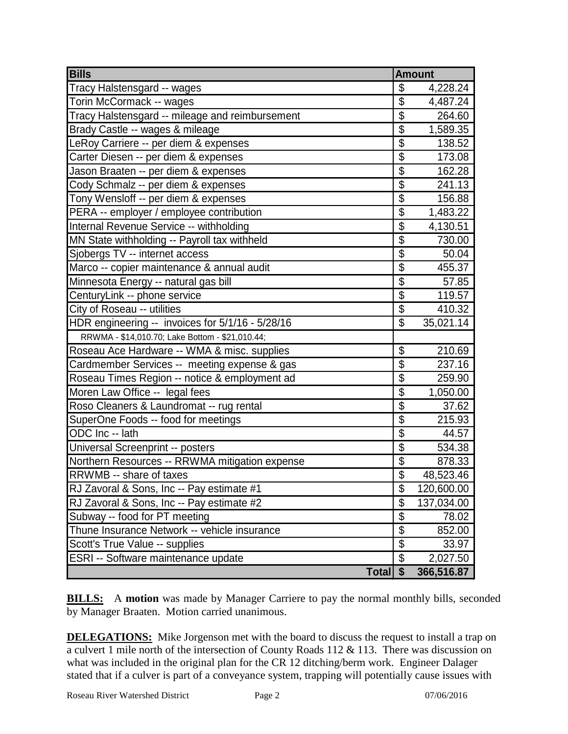| Bills | Amount |
|---|---|
| Tracy Halstensgard -- wages | $ 4,228.24 |
| Torin McCormack -- wages | $ 4,487.24 |
| Tracy Halstensgard -- mileage and reimbursement | $ 264.60 |
| Brady Castle -- wages & mileage | $ 1,589.35 |
| LeRoy Carriere -- per diem & expenses | $ 138.52 |
| Carter Diesen -- per diem & expenses | $ 173.08 |
| Jason Braaten -- per diem & expenses | $ 162.28 |
| Cody Schmalz -- per diem & expenses | $ 241.13 |
| Tony Wensloff -- per diem & expenses | $ 156.88 |
| PERA -- employer / employee contribution | $ 1,483.22 |
| Internal Revenue Service -- withholding | $ 4,130.51 |
| MN State withholding -- Payroll tax withheld | $ 730.00 |
| Sjobergs TV -- internet access | $ 50.04 |
| Marco -- copier maintenance & annual audit | $ 455.37 |
| Minnesota Energy -- natural gas bill | $ 57.85 |
| CenturyLink -- phone service | $ 119.57 |
| City of Roseau -- utilities | $ 410.32 |
| HDR engineering -- invoices for 5/1/16 - 5/28/16 | $ 35,021.14 |
| RRWMA - $14,010.70; Lake Bottom - $21,010.44; | |
| Roseau Ace Hardware -- WMA & misc. supplies | $ 210.69 |
| Cardmember Services -- meeting expense & gas | $ 237.16 |
| Roseau Times Region -- notice & employment ad | $ 259.90 |
| Moren Law Office -- legal fees | $ 1,050.00 |
| Roso Cleaners & Laundromat -- rug rental | $ 37.62 |
| SuperOne Foods -- food for meetings | $ 215.93 |
| ODC Inc -- lath | $ 44.57 |
| Universal Screenprint -- posters | $ 534.38 |
| Northern Resources -- RRWMA mitigation expense | $ 878.33 |
| RRWMB -- share of taxes | $ 48,523.46 |
| RJ Zavoral & Sons, Inc -- Pay estimate #1 | $ 120,600.00 |
| RJ Zavoral & Sons, Inc -- Pay estimate #2 | $ 137,034.00 |
| Subway -- food for PT meeting | $ 78.02 |
| Thune Insurance Network -- vehicle insurance | $ 852.00 |
| Scott's True Value -- supplies | $ 33.97 |
| ESRI -- Software maintenance update | $ 2,027.50 |
| **Total** | **$ 366,516.87** |

**BILLS:** A **motion** was made by Manager Carriere to pay the normal monthly bills, seconded by Manager Braaten. Motion carried unanimous.

**DELEGATIONS:** Mike Jorgenson met with the board to discuss the request to install a trap on a culvert 1 mile north of the intersection of County Roads 112 & 113. There was discussion on what was included in the original plan for the CR 12 ditching/berm work. Engineer Dalager stated that if a culver is part of a conveyance system, trapping will potentially cause issues with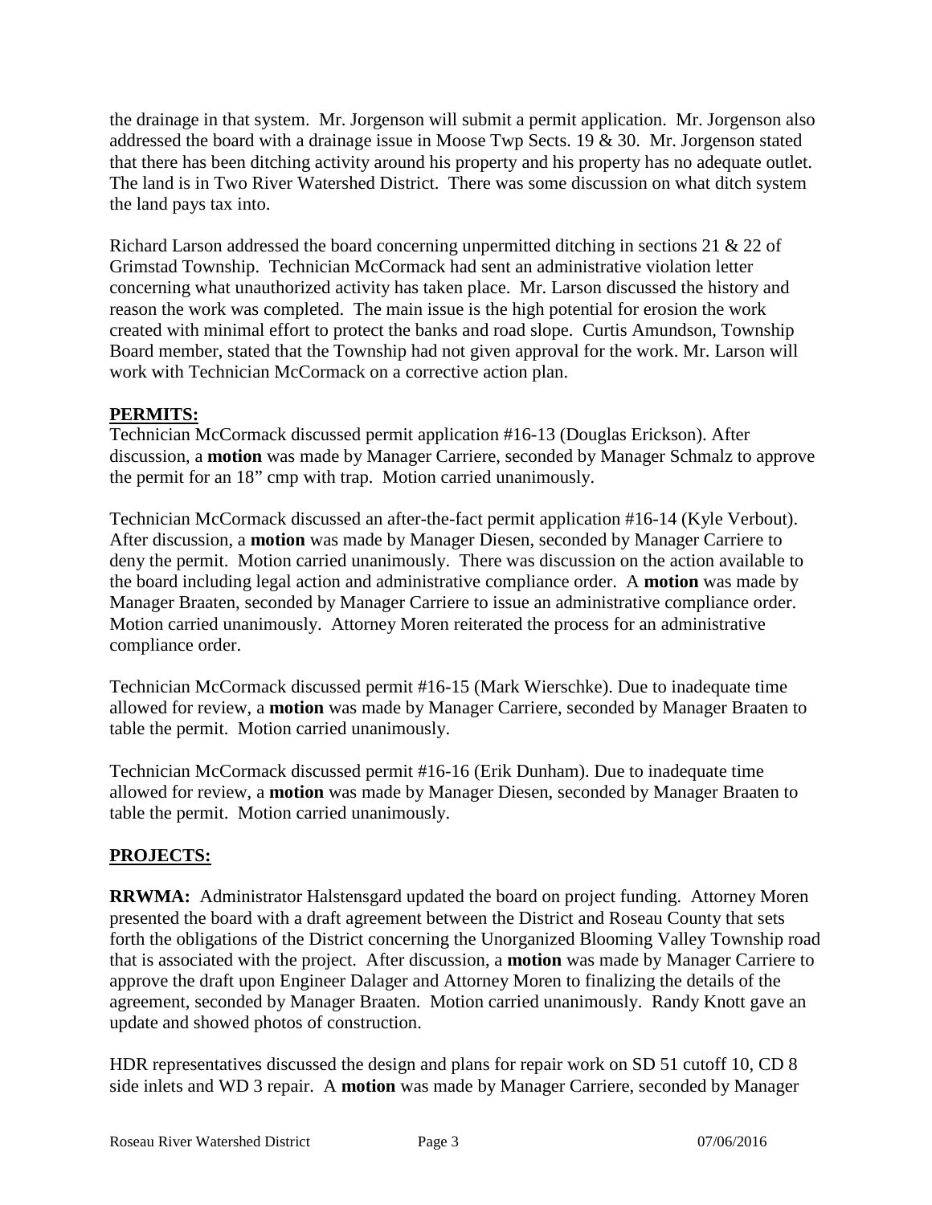the drainage in that system. Mr. Jorgenson will submit a permit application. Mr. Jorgenson also addressed the board with a drainage issue in Moose Twp Sects. 19 & 30. Mr. Jorgenson stated that there has been ditching activity around his property and his property has no adequate outlet. The land is in Two River Watershed District. There was some discussion on what ditch system the land pays tax into.

Richard Larson addressed the board concerning unpermitted ditching in sections 21 & 22 of Grimstad Township. Technician McCormack had sent an administrative violation letter concerning what unauthorized activity has taken place. Mr. Larson discussed the history and reason the work was completed. The main issue is the high potential for erosion the work created with minimal effort to protect the banks and road slope. Curtis Amundson, Township Board member, stated that the Township had not given approval for the work. Mr. Larson will work with Technician McCormack on a corrective action plan.

## PERMITS:

Technician McCormack discussed permit application #16-13 (Douglas Erickson). After discussion, a **motion** was made by Manager Carriere, seconded by Manager Schmalz to approve the permit for an 18" cmp with trap. Motion carried unanimously.

Technician McCormack discussed an after-the-fact permit application #16-14 (Kyle Verbout). After discussion, a **motion** was made by Manager Diesen, seconded by Manager Carriere to deny the permit. Motion carried unanimously. There was discussion on the action available to the board including legal action and administrative compliance order. A **motion** was made by Manager Braaten, seconded by Manager Carriere to issue an administrative compliance order. Motion carried unanimously. Attorney Moren reiterated the process for an administrative compliance order.

Technician McCormack discussed permit #16-15 (Mark Wierschke). Due to inadequate time allowed for review, a **motion** was made by Manager Carriere, seconded by Manager Braaten to table the permit. Motion carried unanimously.

Technician McCormack discussed permit #16-16 (Erik Dunham). Due to inadequate time allowed for review, a **motion** was made by Manager Diesen, seconded by Manager Braaten to table the permit. Motion carried unanimously.

## PROJECTS:

**RRWMA:** Administrator Halstensgard updated the board on project funding. Attorney Moren presented the board with a draft agreement between the District and Roseau County that sets forth the obligations of the District concerning the Unorganized Blooming Valley Township road that is associated with the project. After discussion, a **motion** was made by Manager Carriere to approve the draft upon Engineer Dalager and Attorney Moren to finalizing the details of the agreement, seconded by Manager Braaten. Motion carried unanimously. Randy Knott gave an update and showed photos of construction.

HDR representatives discussed the design and plans for repair work on SD 51 cutoff 10, CD 8 side inlets and WD 3 repair. A **motion** was made by Manager Carriere, seconded by Manager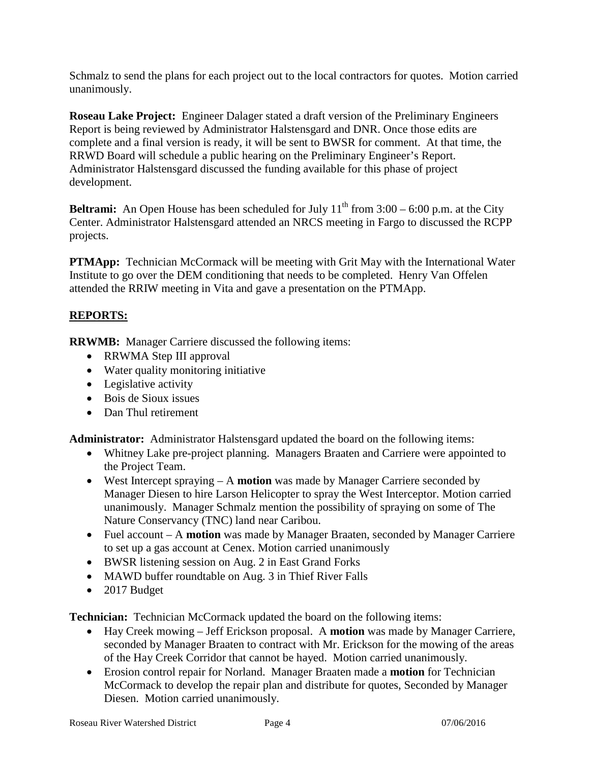Schmalz to send the plans for each project out to the local contractors for quotes. Motion carried unanimously.

**Roseau Lake Project:** Engineer Dalager stated a draft version of the Preliminary Engineers Report is being reviewed by Administrator Halstensgard and DNR. Once those edits are complete and a final version is ready, it will be sent to BWSR for comment. At that time, the RRWD Board will schedule a public hearing on the Preliminary Engineer's Report. Administrator Halstensgard discussed the funding available for this phase of project development.

**Beltrami:** An Open House has been scheduled for July 11th from 3:00 – 6:00 p.m. at the City Center. Administrator Halstensgard attended an NRCS meeting in Fargo to discussed the RCPP projects.

**PTMApp:** Technician McCormack will be meeting with Grit May with the International Water Institute to go over the DEM conditioning that needs to be completed. Henry Van Offelen attended the RRIW meeting in Vita and gave a presentation on the PTMApp.

## REPORTS:

**RRWMB:** Manager Carriere discussed the following items:

- RRWMA Step III approval
- Water quality monitoring initiative
- Legislative activity
- Bois de Sioux issues
- Dan Thul retirement

**Administrator:** Administrator Halstensgard updated the board on the following items:

- Whitney Lake pre-project planning. Managers Braaten and Carriere were appointed to the Project Team.
- West Intercept spraying – A **motion** was made by Manager Carriere seconded by Manager Diesen to hire Larson Helicopter to spray the West Interceptor. Motion carried unanimously. Manager Schmalz mention the possibility of spraying on some of The Nature Conservancy (TNC) land near Caribou.
- Fuel account – A **motion** was made by Manager Braaten, seconded by Manager Carriere to set up a gas account at Cenex. Motion carried unanimously
- BWSR listening session on Aug. 2 in East Grand Forks
- MAWD buffer roundtable on Aug. 3 in Thief River Falls
- 2017 Budget

**Technician:** Technician McCormack updated the board on the following items:

- Hay Creek mowing – Jeff Erickson proposal. A **motion** was made by Manager Carriere, seconded by Manager Braaten to contract with Mr. Erickson for the mowing of the areas of the Hay Creek Corridor that cannot be hayed. Motion carried unanimously.
- Erosion control repair for Norland. Manager Braaten made a **motion** for Technician McCormack to develop the repair plan and distribute for quotes, Seconded by Manager Diesen. Motion carried unanimously.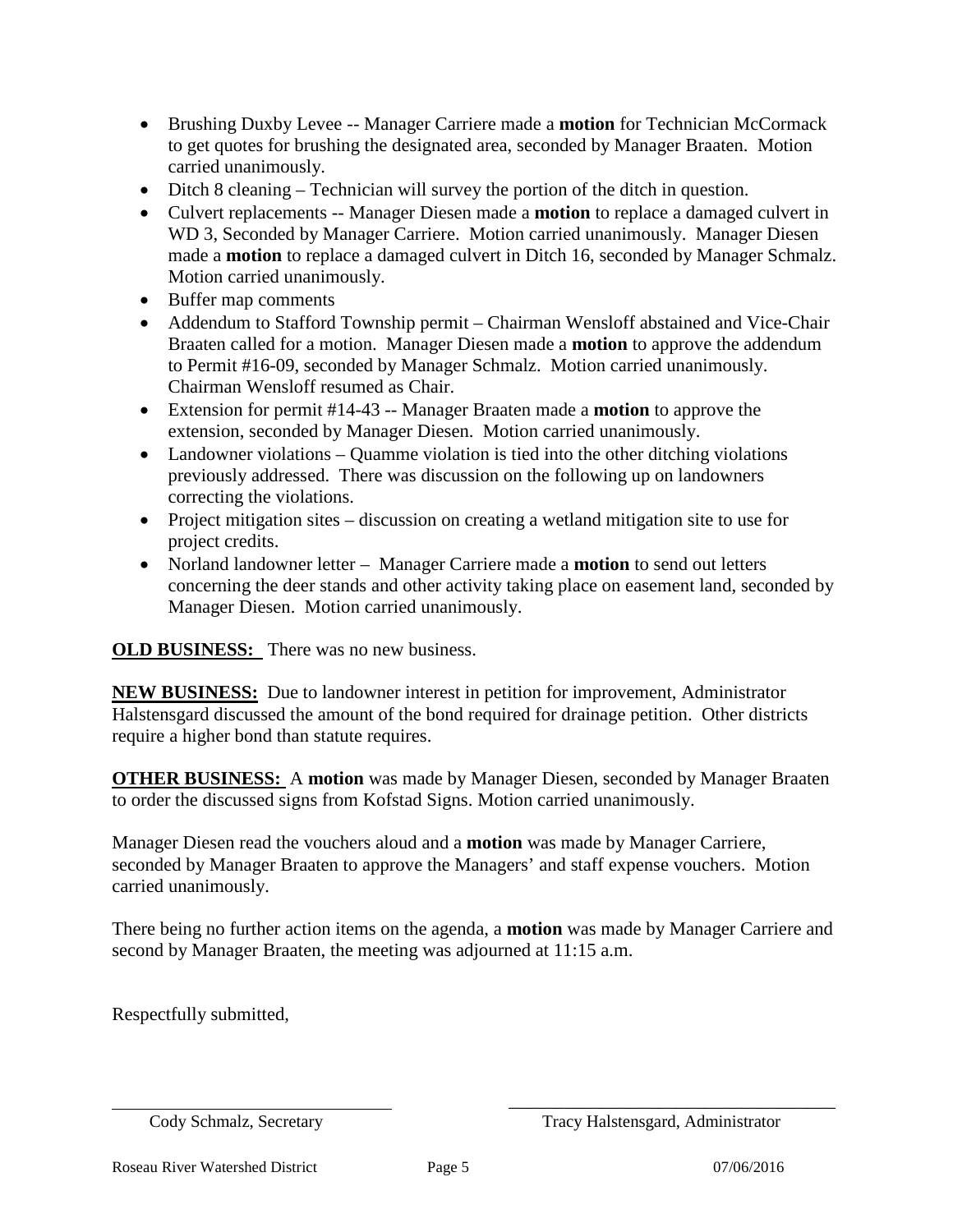- Brushing Duxby Levee -- Manager Carriere made a **motion** for Technician McCormack to get quotes for brushing the designated area, seconded by Manager Braaten. Motion carried unanimously.
- Ditch 8 cleaning – Technician will survey the portion of the ditch in question.
- Culvert replacements -- Manager Diesen made a **motion** to replace a damaged culvert in WD 3, Seconded by Manager Carriere. Motion carried unanimously. Manager Diesen made a **motion** to replace a damaged culvert in Ditch 16, seconded by Manager Schmalz. Motion carried unanimously.
- Buffer map comments
- Addendum to Stafford Township permit – Chairman Wensloff abstained and Vice-Chair Braaten called for a motion. Manager Diesen made a **motion** to approve the addendum to Permit #16-09, seconded by Manager Schmalz. Motion carried unanimously. Chairman Wensloff resumed as Chair.
- Extension for permit #14-43 -- Manager Braaten made a **motion** to approve the extension, seconded by Manager Diesen. Motion carried unanimously.
- Landowner violations – Quamme violation is tied into the other ditching violations previously addressed. There was discussion on the following up on landowners correcting the violations.
- Project mitigation sites – discussion on creating a wetland mitigation site to use for project credits.
- Norland landowner letter – Manager Carriere made a **motion** to send out letters concerning the deer stands and other activity taking place on easement land, seconded by Manager Diesen. Motion carried unanimously.

**OLD BUSINESS:** There was no new business.

**NEW BUSINESS:** Due to landowner interest in petition for improvement, Administrator Halstensgard discussed the amount of the bond required for drainage petition. Other districts require a higher bond than statute requires.

**OTHER BUSINESS:** A **motion** was made by Manager Diesen, seconded by Manager Braaten to order the discussed signs from Kofstad Signs. Motion carried unanimously.

Manager Diesen read the vouchers aloud and a **motion** was made by Manager Carriere, seconded by Manager Braaten to approve the Managers' and staff expense vouchers. Motion carried unanimously.

There being no further action items on the agenda, a **motion** was made by Manager Carriere and second by Manager Braaten, the meeting was adjourned at 11:15 a.m.

Respectfully submitted,

Cody Schmalz, Secretary

Tracy Halstensgard, Administrator